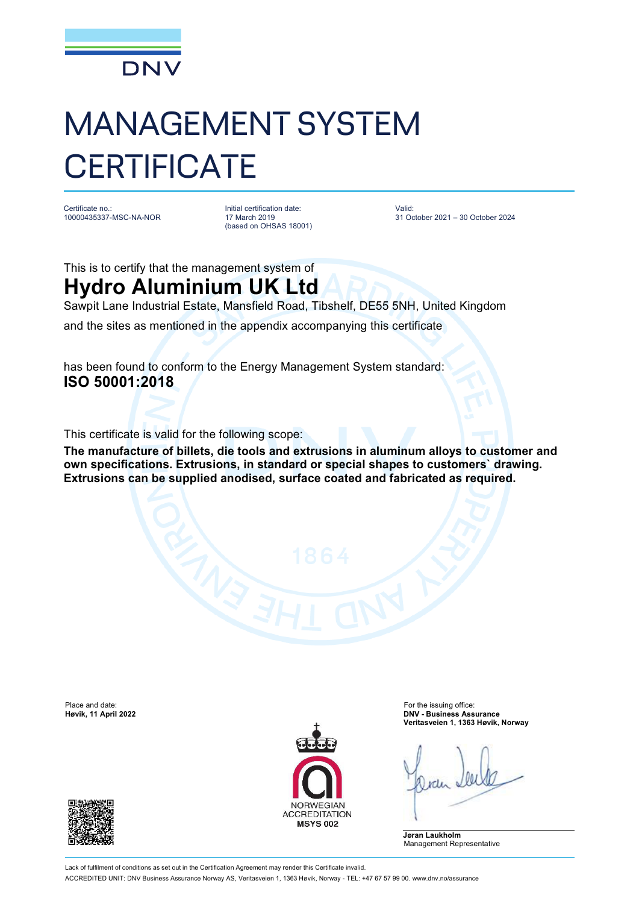DNV

# MANAGEMENT SYSTEM CERTIFICATE

Certificate no.:
10000435337-MSC-NA-NOR

Initial certification date:
17 March 2019
(based on OHSAS 18001)

Valid:
31 October 2021 – 30 October 2024

This is to certify that the management system of

## Hydro Aluminium UK Ltd

Sawpit Lane Industrial Estate, Mansfield Road, Tibshelf, DE55 5NH, United Kingdom

and the sites as mentioned in the appendix accompanying this certificate

has been found to conform to the Energy Management System standard:

**ISO 50001:2018**

This certificate is valid for the following scope:

**The manufacture of billets, die tools and extrusions in aluminum alloys to customer and own specifications. Extrusions, in standard or special shapes to customers` drawing. Extrusions can be supplied anodised, surface coated and fabricated as required.**

Place and date:
**Høvik, 11 April 2022**

NORWEGIAN ACCREDITATION
**MSYS 002**

For the issuing office:
**DNV - Business Assurance**
**Veritasveien 1, 1363 Høvik, Norway**

**Jøran Laukholm**
Management Representative

Lack of fulfilment of conditions as set out in the Certification Agreement may render this Certificate invalid.
ACCREDITED UNIT: DNV Business Assurance Norway AS, Veritasveien 1, 1363 Høvik, Norway - TEL: +47 67 57 99 00. www.dnv.no/assurance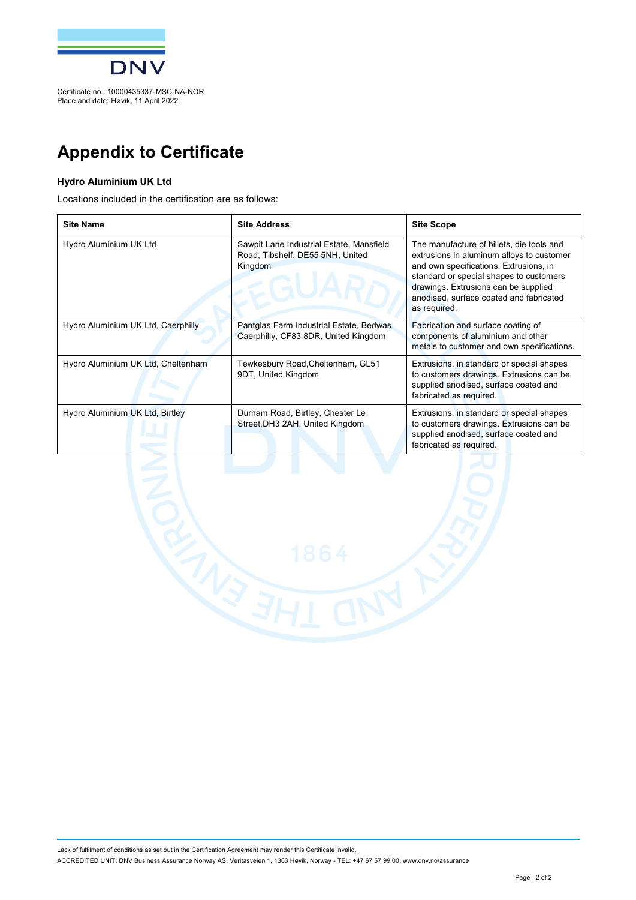Certificate no.: 10000435337-MSC-NA-NOR
Place and date: Høvik, 11 April 2022

# Appendix to Certificate

**Hydro Aluminium UK Ltd**

Locations included in the certification are as follows:

| Site Name | Site Address | Site Scope |
|---|---|---|
| Hydro Aluminium UK Ltd | Sawpit Lane Industrial Estate, Mansfield Road, Tibshelf, DE55 5NH, United Kingdom | The manufacture of billets, die tools and extrusions in aluminum alloys to customer and own specifications. Extrusions, in standard or special shapes to customers drawings. Extrusions can be supplied anodised, surface coated and fabricated as required. |
| Hydro Aluminium UK Ltd, Caerphilly | Pantglas Farm Industrial Estate, Bedwas, Caerphilly, CF83 8DR, United Kingdom | Fabrication and surface coating of components of aluminium and other metals to customer and own specifications. |
| Hydro Aluminium UK Ltd, Cheltenham | Tewkesbury Road,Cheltenham, GL51 9DT, United Kingdom | Extrusions, in standard or special shapes to customers drawings. Extrusions can be supplied anodised, surface coated and fabricated as required. |
| Hydro Aluminium UK Ltd, Birtley | Durham Road, Birtley, Chester Le Street,DH3 2AH, United Kingdom | Extrusions, in standard or special shapes to customers drawings. Extrusions can be supplied anodised, surface coated and fabricated as required. |

Lack of fulfilment of conditions as set out in the Certification Agreement may render this Certificate invalid.

ACCREDITED UNIT: DNV Business Assurance Norway AS, Veritasveien 1, 1363 Høvik, Norway - TEL: +47 67 57 99 00. www.dnv.no/assurance